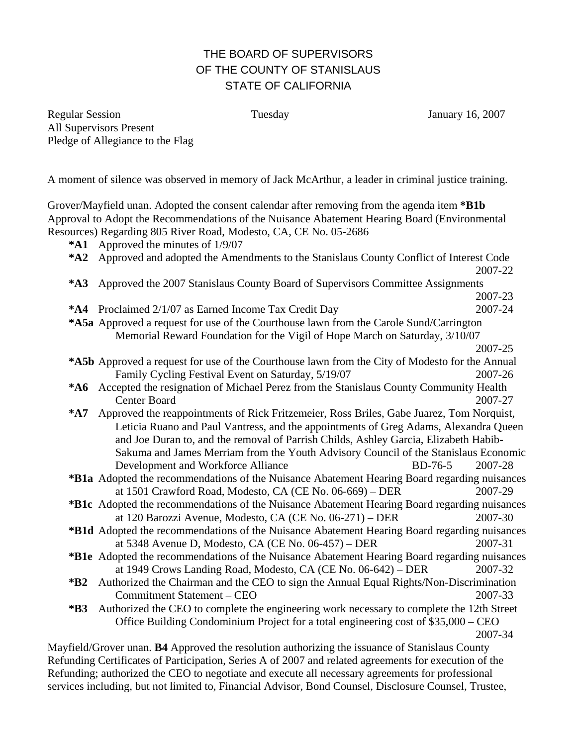# THE BOARD OF SUPERVISORS
# OF THE COUNTY OF STANISLAUS
# STATE OF CALIFORNIA

Regular Session — Tuesday — January 16, 2007

All Supervisors Present

Pledge of Allegiance to the Flag

A moment of silence was observed in memory of Jack McArthur, a leader in criminal justice training.

Grover/Mayfield unan. Adopted the consent calendar after removing from the agenda item **\*B1b** Approval to Adopt the Recommendations of the Nuisance Abatement Hearing Board (Environmental Resources) Regarding 805 River Road, Modesto, CA, CE No. 05-2686

- **\*A1** Approved the minutes of 1/9/07
- **\*A2** Approved and adopted the Amendments to the Stanislaus County Conflict of Interest Code — 2007-22
- **\*A3** Approved the 2007 Stanislaus County Board of Supervisors Committee Assignments — 2007-23
- **\*A4** Proclaimed 2/1/07 as Earned Income Tax Credit Day — 2007-24
- **\*A5a** Approved a request for use of the Courthouse lawn from the Carole Sund/Carrington Memorial Reward Foundation for the Vigil of Hope March on Saturday, 3/10/07 — 2007-25
- **\*A5b** Approved a request for use of the Courthouse lawn from the City of Modesto for the Annual Family Cycling Festival Event on Saturday, 5/19/07 — 2007-26
- **\*A6** Accepted the resignation of Michael Perez from the Stanislaus County Community Health Center Board — 2007-27
- **\*A7** Approved the reappointments of Rick Fritzemeier, Ross Briles, Gabe Juarez, Tom Norquist, Leticia Ruano and Paul Vantress, and the appointments of Greg Adams, Alexandra Queen and Joe Duran to, and the removal of Parrish Childs, Ashley Garcia, Elizabeth Habib-Sakuma and James Merriam from the Youth Advisory Council of the Stanislaus Economic Development and Workforce Alliance — BD-76-5 — 2007-28
- **\*B1a** Adopted the recommendations of the Nuisance Abatement Hearing Board regarding nuisances at 1501 Crawford Road, Modesto, CA (CE No. 06-669) – DER — 2007-29
- **\*B1c** Adopted the recommendations of the Nuisance Abatement Hearing Board regarding nuisances at 120 Barozzi Avenue, Modesto, CA (CE No. 06-271) – DER — 2007-30
- **\*B1d** Adopted the recommendations of the Nuisance Abatement Hearing Board regarding nuisances at 5348 Avenue D, Modesto, CA (CE No. 06-457) – DER — 2007-31
- **\*B1e** Adopted the recommendations of the Nuisance Abatement Hearing Board regarding nuisances at 1949 Crows Landing Road, Modesto, CA (CE No. 06-642) – DER — 2007-32
- **\*B2** Authorized the Chairman and the CEO to sign the Annual Equal Rights/Non-Discrimination Commitment Statement – CEO — 2007-33
- **\*B3** Authorized the CEO to complete the engineering work necessary to complete the 12th Street Office Building Condominium Project for a total engineering cost of $35,000 – CEO — 2007-34

Mayfield/Grover unan. **B4** Approved the resolution authorizing the issuance of Stanislaus County Refunding Certificates of Participation, Series A of 2007 and related agreements for execution of the Refunding; authorized the CEO to negotiate and execute all necessary agreements for professional services including, but not limited to, Financial Advisor, Bond Counsel, Disclosure Counsel, Trustee,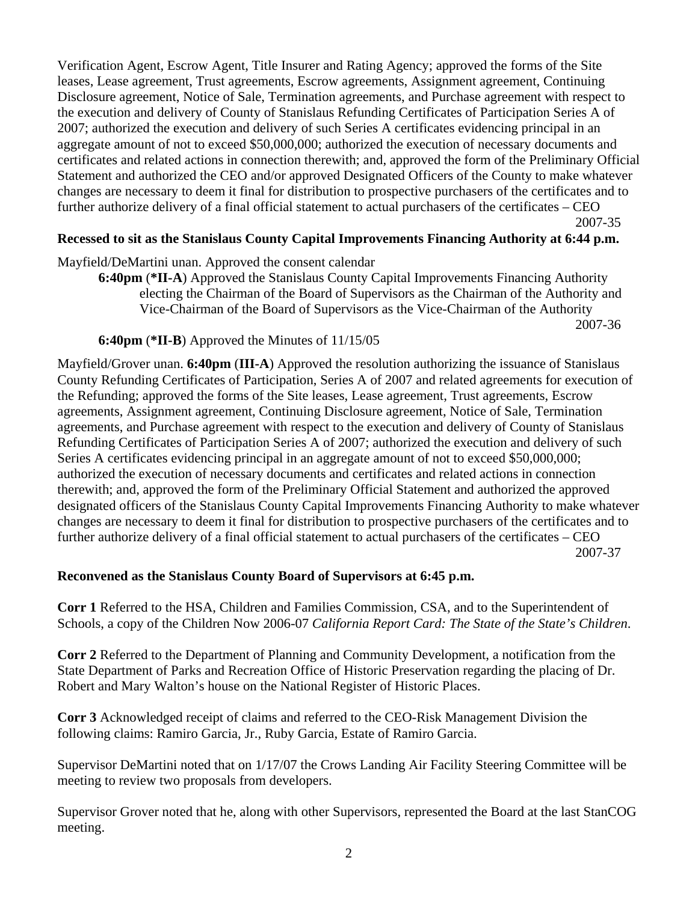Verification Agent, Escrow Agent, Title Insurer and Rating Agency; approved the forms of the Site leases, Lease agreement, Trust agreements, Escrow agreements, Assignment agreement, Continuing Disclosure agreement, Notice of Sale, Termination agreements, and Purchase agreement with respect to the execution and delivery of County of Stanislaus Refunding Certificates of Participation Series A of 2007; authorized the execution and delivery of such Series A certificates evidencing principal in an aggregate amount of not to exceed $50,000,000; authorized the execution of necessary documents and certificates and related actions in connection therewith; and, approved the form of the Preliminary Official Statement and authorized the CEO and/or approved Designated Officers of the County to make whatever changes are necessary to deem it final for distribution to prospective purchasers of the certificates and to further authorize delivery of a final official statement to actual purchasers of the certificates – CEO
2007-35

**Recessed to sit as the Stanislaus County Capital Improvements Financing Authority at 6:44 p.m.**

Mayfield/DeMartini unan. Approved the consent calendar

**6:40pm** (***II-A**) Approved the Stanislaus County Capital Improvements Financing Authority electing the Chairman of the Board of Supervisors as the Chairman of the Authority and Vice-Chairman of the Board of Supervisors as the Vice-Chairman of the Authority
2007-36

**6:40pm** (***II-B**) Approved the Minutes of 11/15/05

Mayfield/Grover unan. **6:40pm** (**III-A**) Approved the resolution authorizing the issuance of Stanislaus County Refunding Certificates of Participation, Series A of 2007 and related agreements for execution of the Refunding; approved the forms of the Site leases, Lease agreement, Trust agreements, Escrow agreements, Assignment agreement, Continuing Disclosure agreement, Notice of Sale, Termination agreements, and Purchase agreement with respect to the execution and delivery of County of Stanislaus Refunding Certificates of Participation Series A of 2007; authorized the execution and delivery of such Series A certificates evidencing principal in an aggregate amount of not to exceed $50,000,000; authorized the execution of necessary documents and certificates and related actions in connection therewith; and, approved the form of the Preliminary Official Statement and authorized the approved designated officers of the Stanislaus County Capital Improvements Financing Authority to make whatever changes are necessary to deem it final for distribution to prospective purchasers of the certificates and to further authorize delivery of a final official statement to actual purchasers of the certificates – CEO
2007-37

**Reconvened as the Stanislaus County Board of Supervisors at 6:45 p.m.**

**Corr 1** Referred to the HSA, Children and Families Commission, CSA, and to the Superintendent of Schools, a copy of the Children Now 2006-07 *California Report Card: The State of the State's Children*.

**Corr 2** Referred to the Department of Planning and Community Development, a notification from the State Department of Parks and Recreation Office of Historic Preservation regarding the placing of Dr. Robert and Mary Walton's house on the National Register of Historic Places.

**Corr 3** Acknowledged receipt of claims and referred to the CEO-Risk Management Division the following claims: Ramiro Garcia, Jr., Ruby Garcia, Estate of Ramiro Garcia.

Supervisor DeMartini noted that on 1/17/07 the Crows Landing Air Facility Steering Committee will be meeting to review two proposals from developers.

Supervisor Grover noted that he, along with other Supervisors, represented the Board at the last StanCOG meeting.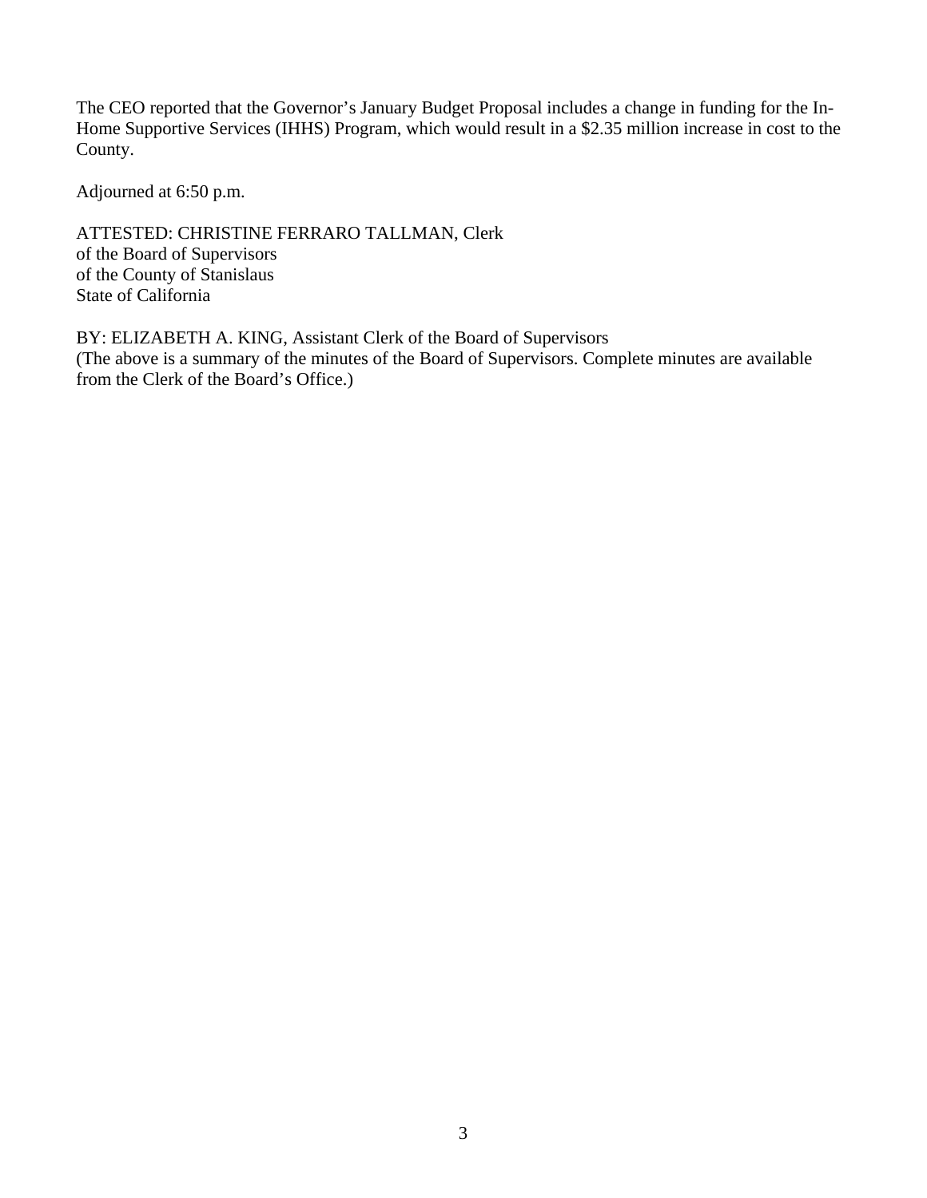The CEO reported that the Governor's January Budget Proposal includes a change in funding for the In-Home Supportive Services (IHHS) Program, which would result in a $2.35 million increase in cost to the County.

Adjourned at 6:50 p.m.

ATTESTED: CHRISTINE FERRARO TALLMAN, Clerk
of the Board of Supervisors
of the County of Stanislaus
State of California

BY: ELIZABETH A. KING, Assistant Clerk of the Board of Supervisors
(The above is a summary of the minutes of the Board of Supervisors. Complete minutes are available from the Clerk of the Board's Office.)